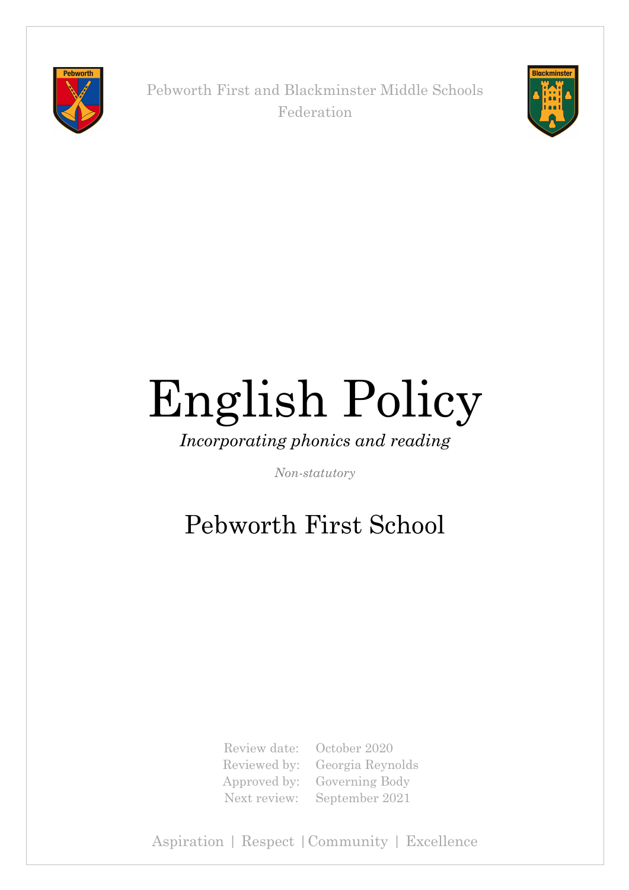Pebworth First and Blackminster Middle Schools Federation

# English Policy

*Incorporating phonics and reading*

*Non-statutory*

## Pebworth First School

| | |
|---|---|
| Review date: | October 2020 |
| Reviewed by: | Georgia Reynolds |
| Approved by: | Governing Body |
| Next review: | September 2021 |

Aspiration | Respect | Community | Excellence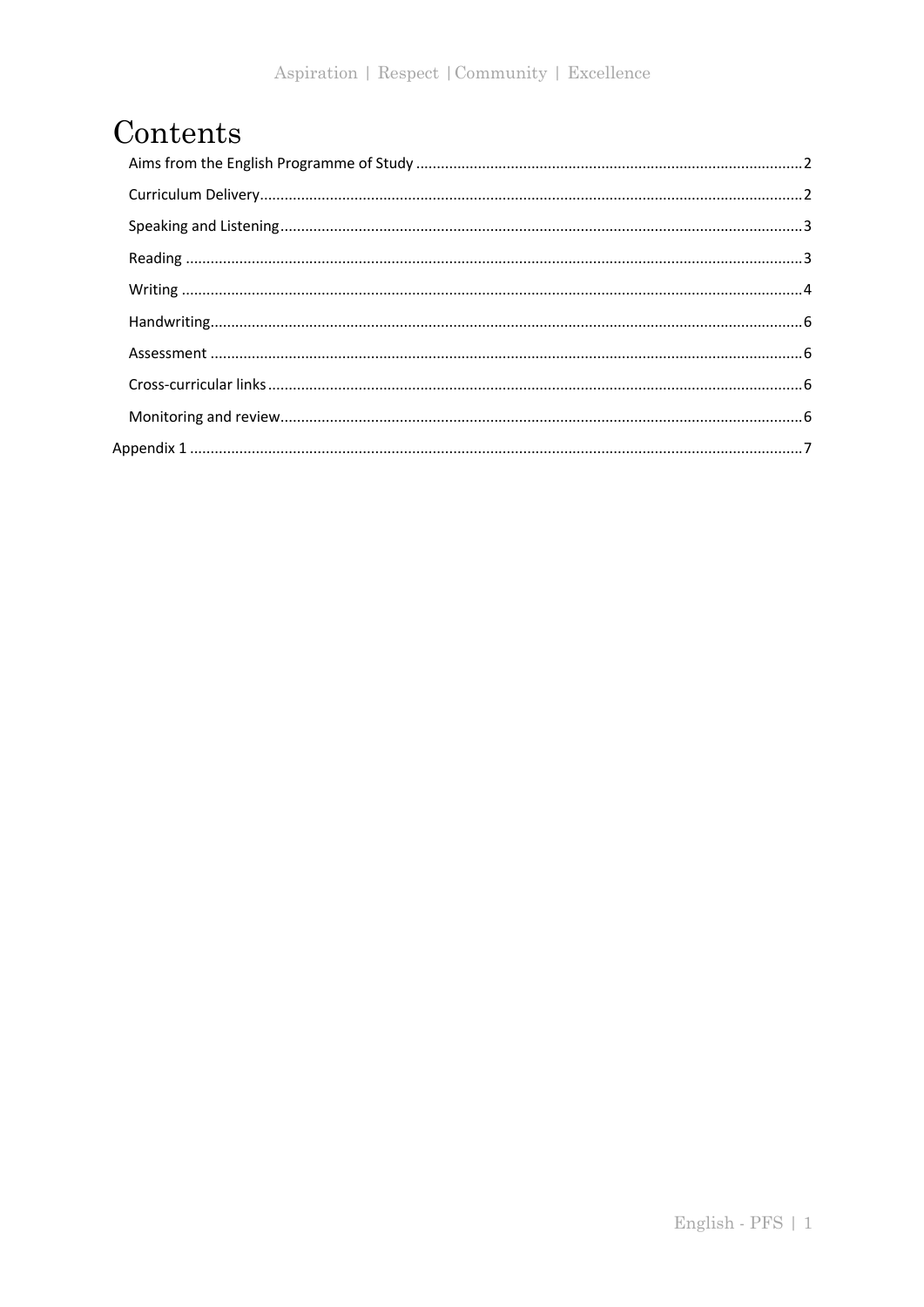# Contents

- Aims from the English Programme of Study ........ 2
- Curriculum Delivery ........ 2
- Speaking and Listening ........ 3
- Reading ........ 3
- Writing ........ 4
- Handwriting ........ 6
- Assessment ........ 6
- Cross-curricular links ........ 6
- Monitoring and review ........ 6

Appendix 1 ........ 7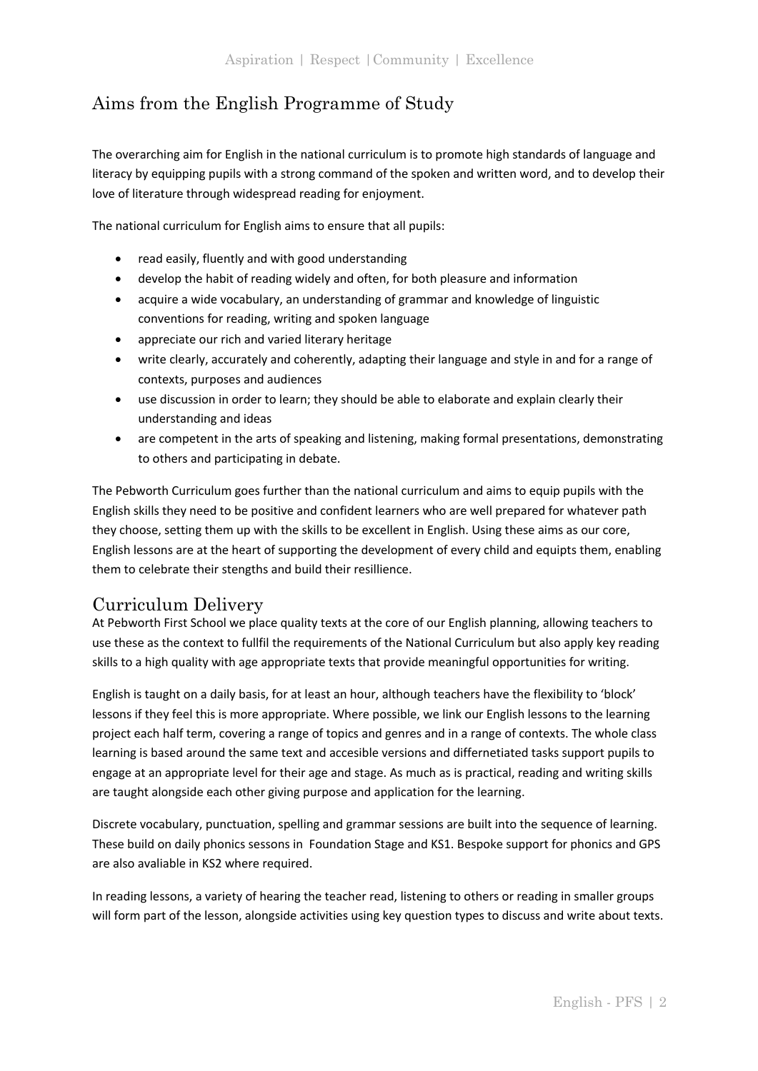## Aims from the English Programme of Study

The overarching aim for English in the national curriculum is to promote high standards of language and literacy by equipping pupils with a strong command of the spoken and written word, and to develop their love of literature through widespread reading for enjoyment.

The national curriculum for English aims to ensure that all pupils:

- read easily, fluently and with good understanding
- develop the habit of reading widely and often, for both pleasure and information
- acquire a wide vocabulary, an understanding of grammar and knowledge of linguistic conventions for reading, writing and spoken language
- appreciate our rich and varied literary heritage
- write clearly, accurately and coherently, adapting their language and style in and for a range of contexts, purposes and audiences
- use discussion in order to learn; they should be able to elaborate and explain clearly their understanding and ideas
- are competent in the arts of speaking and listening, making formal presentations, demonstrating to others and participating in debate.

The Pebworth Curriculum goes further than the national curriculum and aims to equip pupils with the English skills they need to be positive and confident learners who are well prepared for whatever path they choose, setting them up with the skills to be excellent in English. Using these aims as our core, English lessons are at the heart of supporting the development of every child and equipts them, enabling them to celebrate their stengths and build their resillience.

## Curriculum Delivery

At Pebworth First School we place quality texts at the core of our English planning, allowing teachers to use these as the context to fullfil the requirements of the National Curriculum but also apply key reading skills to a high quality with age appropriate texts that provide meaningful opportunities for writing.

English is taught on a daily basis, for at least an hour, although teachers have the flexibility to 'block' lessons if they feel this is more appropriate. Where possible, we link our English lessons to the learning project each half term, covering a range of topics and genres and in a range of contexts. The whole class learning is based around the same text and accesible versions and differnetiated tasks support pupils to engage at an appropriate level for their age and stage. As much as is practical, reading and writing skills are taught alongside each other giving purpose and application for the learning.

Discrete vocabulary, punctuation, spelling and grammar sessions are built into the sequence of learning. These build on daily phonics sessons in Foundation Stage and KS1. Bespoke support for phonics and GPS are also avaliable in KS2 where required.

In reading lessons, a variety of hearing the teacher read, listening to others or reading in smaller groups will form part of the lesson, alongside activities using key question types to discuss and write about texts.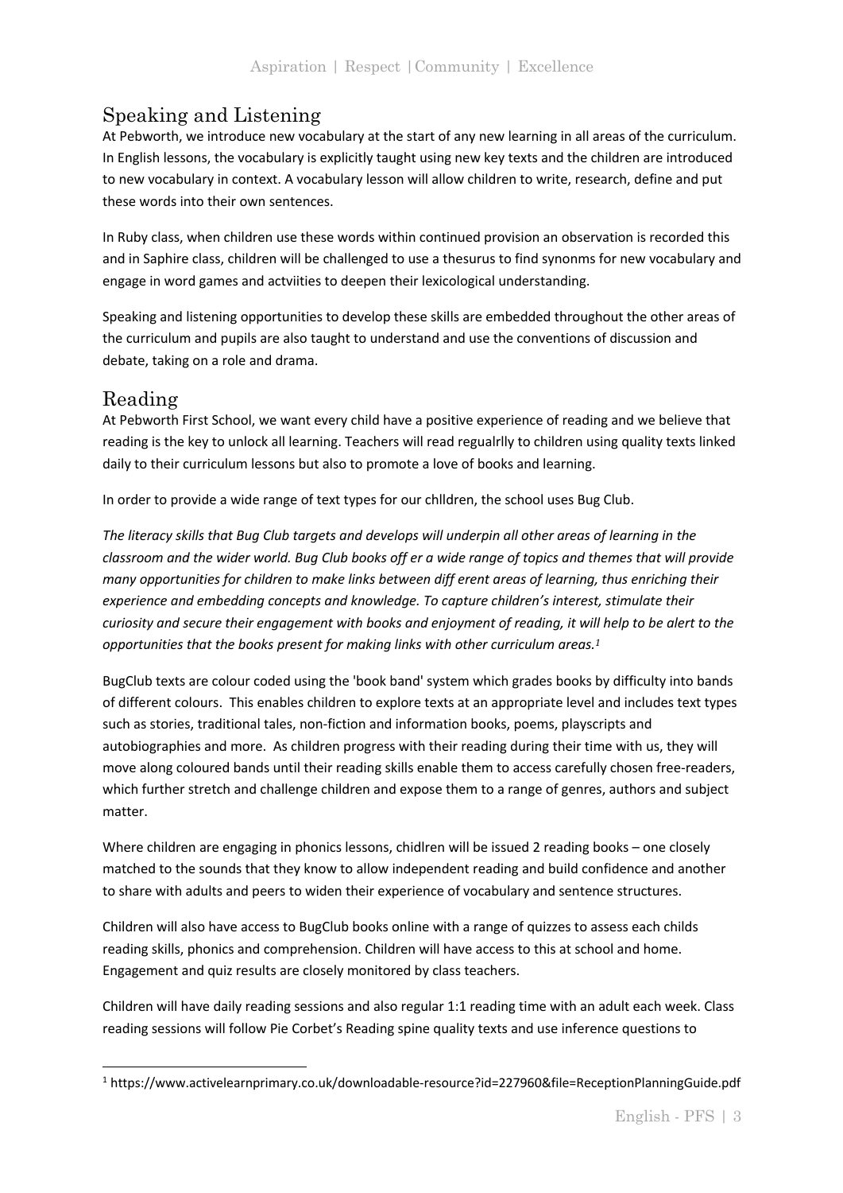## Speaking and Listening

At Pebworth, we introduce new vocabulary at the start of any new learning in all areas of the curriculum. In English lessons, the vocabulary is explicitly taught using new key texts and the children are introduced to new vocabulary in context. A vocabulary lesson will allow children to write, research, define and put these words into their own sentences.

In Ruby class, when children use these words within continued provision an observation is recorded this and in Saphire class, children will be challenged to use a thesurus to find synonms for new vocabulary and engage in word games and actviities to deepen their lexicological understanding.

Speaking and listening opportunities to develop these skills are embedded throughout the other areas of the curriculum and pupils are also taught to understand and use the conventions of discussion and debate, taking on a role and drama.

## Reading

At Pebworth First School, we want every child have a positive experience of reading and we believe that reading is the key to unlock all learning. Teachers will read regualrlly to children using quality texts linked daily to their curriculum lessons but also to promote a love of books and learning.

In order to provide a wide range of text types for our chlldren, the school uses Bug Club.

*The literacy skills that Bug Club targets and develops will underpin all other areas of learning in the classroom and the wider world. Bug Club books off er a wide range of topics and themes that will provide many opportunities for children to make links between diff erent areas of learning, thus enriching their experience and embedding concepts and knowledge. To capture children's interest, stimulate their curiosity and secure their engagement with books and enjoyment of reading, it will help to be alert to the opportunities that the books present for making links with other curriculum areas.*[1]

BugClub texts are colour coded using the 'book band' system which grades books by difficulty into bands of different colours. This enables children to explore texts at an appropriate level and includes text types such as stories, traditional tales, non-fiction and information books, poems, playscripts and autobiographies and more. As children progress with their reading during their time with us, they will move along coloured bands until their reading skills enable them to access carefully chosen free-readers, which further stretch and challenge children and expose them to a range of genres, authors and subject matter.

Where children are engaging in phonics lessons, chidlren will be issued 2 reading books – one closely matched to the sounds that they know to allow independent reading and build confidence and another to share with adults and peers to widen their experience of vocabulary and sentence structures.

Children will also have access to BugClub books online with a range of quizzes to assess each childs reading skills, phonics and comprehension. Children will have access to this at school and home. Engagement and quiz results are closely monitored by class teachers.

Children will have daily reading sessions and also regular 1:1 reading time with an adult each week. Class reading sessions will follow Pie Corbet's Reading spine quality texts and use inference questions to

[1] https://www.activelearnprimary.co.uk/downloadable-resource?id=227960&file=ReceptionPlanningGuide.pdf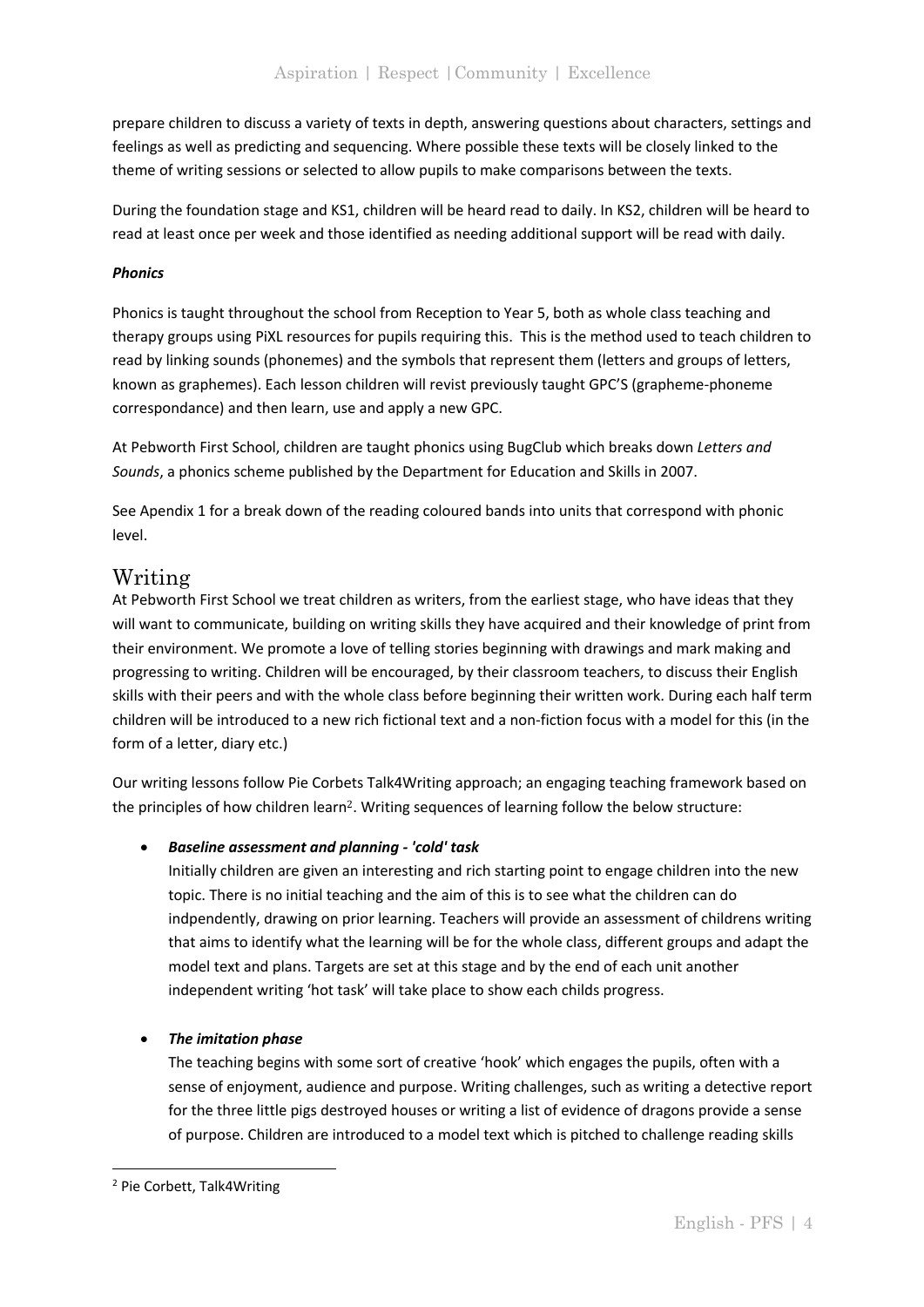prepare children to discuss a variety of texts in depth, answering questions about characters, settings and feelings as well as predicting and sequencing. Where possible these texts will be closely linked to the theme of writing sessions or selected to allow pupils to make comparisons between the texts.

During the foundation stage and KS1, children will be heard read to daily. In KS2, children will be heard to read at least once per week and those identified as needing additional support will be read with daily.

***Phonics***

Phonics is taught throughout the school from Reception to Year 5, both as whole class teaching and therapy groups using PiXL resources for pupils requiring this. This is the method used to teach children to read by linking sounds (phonemes) and the symbols that represent them (letters and groups of letters, known as graphemes). Each lesson children will revist previously taught GPC'S (grapheme-phoneme correspondance) and then learn, use and apply a new GPC.

At Pebworth First School, children are taught phonics using BugClub which breaks down *Letters and Sounds*, a phonics scheme published by the Department for Education and Skills in 2007.

See Apendix 1 for a break down of the reading coloured bands into units that correspond with phonic level.

# Writing

At Pebworth First School we treat children as writers, from the earliest stage, who have ideas that they will want to communicate, building on writing skills they have acquired and their knowledge of print from their environment. We promote a love of telling stories beginning with drawings and mark making and progressing to writing. Children will be encouraged, by their classroom teachers, to discuss their English skills with their peers and with the whole class before beginning their written work. During each half term children will be introduced to a new rich fictional text and a non-fiction focus with a model for this (in the form of a letter, diary etc.)

Our writing lessons follow Pie Corbets Talk4Writing approach; an engaging teaching framework based on the principles of how children learn[2]. Writing sequences of learning follow the below structure:

- ***Baseline assessment and planning - 'cold' task***
  Initially children are given an interesting and rich starting point to engage children into the new topic. There is no initial teaching and the aim of this is to see what the children can do indpendently, drawing on prior learning. Teachers will provide an assessment of childrens writing that aims to identify what the learning will be for the whole class, different groups and adapt the model text and plans. Targets are set at this stage and by the end of each unit another independent writing 'hot task' will take place to show each childs progress.

- ***The imitation phase***
  The teaching begins with some sort of creative 'hook' which engages the pupils, often with a sense of enjoyment, audience and purpose. Writing challenges, such as writing a detective report for the three little pigs destroyed houses or writing a list of evidence of dragons provide a sense of purpose. Children are introduced to a model text which is pitched to challenge reading skills

[2] Pie Corbett, Talk4Writing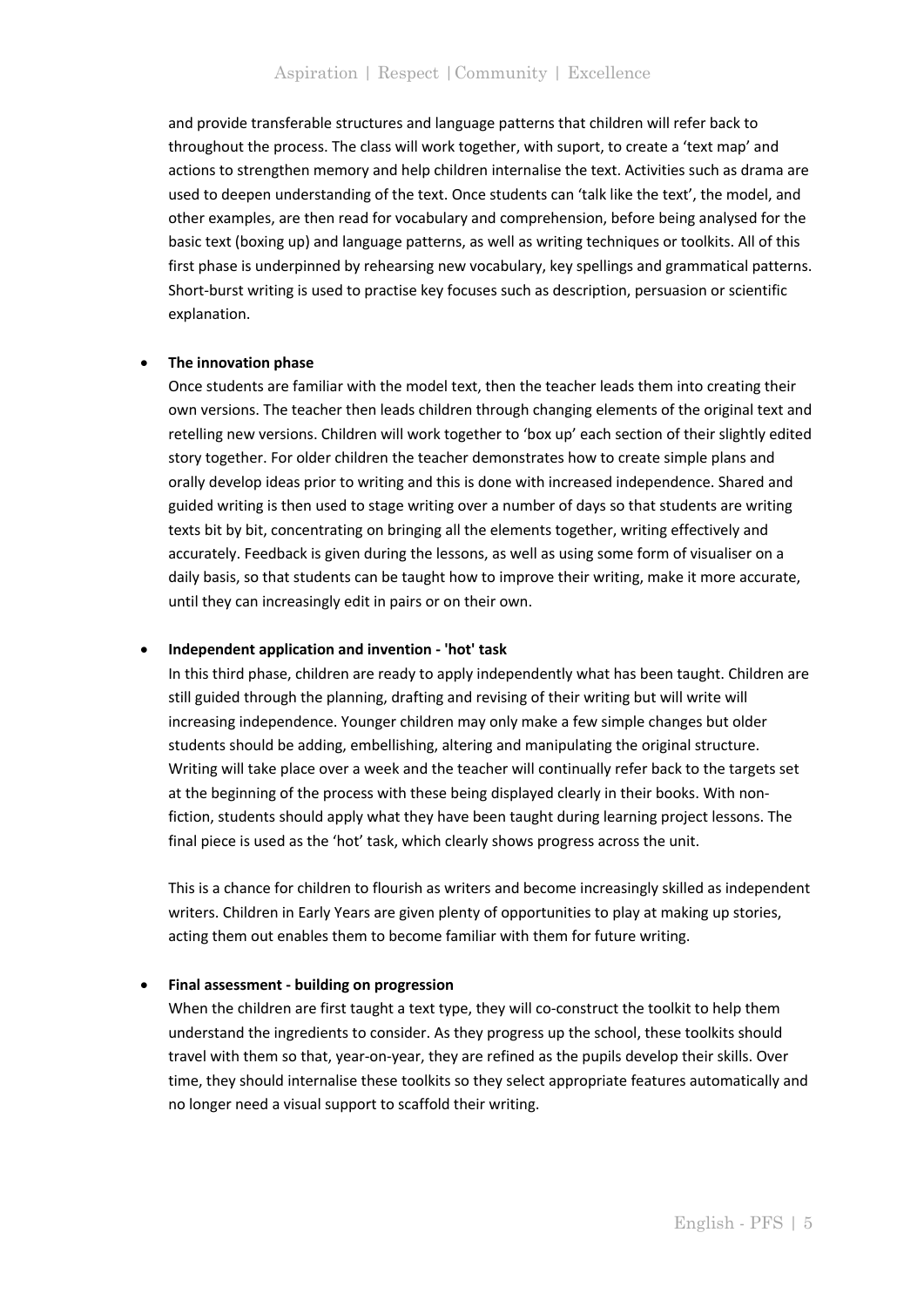and provide transferable structures and language patterns that children will refer back to throughout the process. The class will work together, with suport, to create a 'text map' and actions to strengthen memory and help children internalise the text. Activities such as drama are used to deepen understanding of the text. Once students can 'talk like the text', the model, and other examples, are then read for vocabulary and comprehension, before being analysed for the basic text (boxing up) and language patterns, as well as writing techniques or toolkits. All of this first phase is underpinned by rehearsing new vocabulary, key spellings and grammatical patterns. Short-burst writing is used to practise key focuses such as description, persuasion or scientific explanation.

- **The innovation phase**

  Once students are familiar with the model text, then the teacher leads them into creating their own versions. The teacher then leads children through changing elements of the original text and retelling new versions. Children will work together to 'box up' each section of their slightly edited story together. For older children the teacher demonstrates how to create simple plans and orally develop ideas prior to writing and this is done with increased independence. Shared and guided writing is then used to stage writing over a number of days so that students are writing texts bit by bit, concentrating on bringing all the elements together, writing effectively and accurately. Feedback is given during the lessons, as well as using some form of visualiser on a daily basis, so that students can be taught how to improve their writing, make it more accurate, until they can increasingly edit in pairs or on their own.

- **Independent application and invention - 'hot' task**

  In this third phase, children are ready to apply independently what has been taught. Children are still guided through the planning, drafting and revising of their writing but will write will increasing independence. Younger children may only make a few simple changes but older students should be adding, embellishing, altering and manipulating the original structure. Writing will take place over a week and the teacher will continually refer back to the targets set at the beginning of the process with these being displayed clearly in their books. With non-fiction, students should apply what they have been taught during learning project lessons. The final piece is used as the 'hot' task, which clearly shows progress across the unit.

  This is a chance for children to flourish as writers and become increasingly skilled as independent writers. Children in Early Years are given plenty of opportunities to play at making up stories, acting them out enables them to become familiar with them for future writing.

- **Final assessment - building on progression**

  When the children are first taught a text type, they will co-construct the toolkit to help them understand the ingredients to consider. As they progress up the school, these toolkits should travel with them so that, year-on-year, they are refined as the pupils develop their skills. Over time, they should internalise these toolkits so they select appropriate features automatically and no longer need a visual support to scaffold their writing.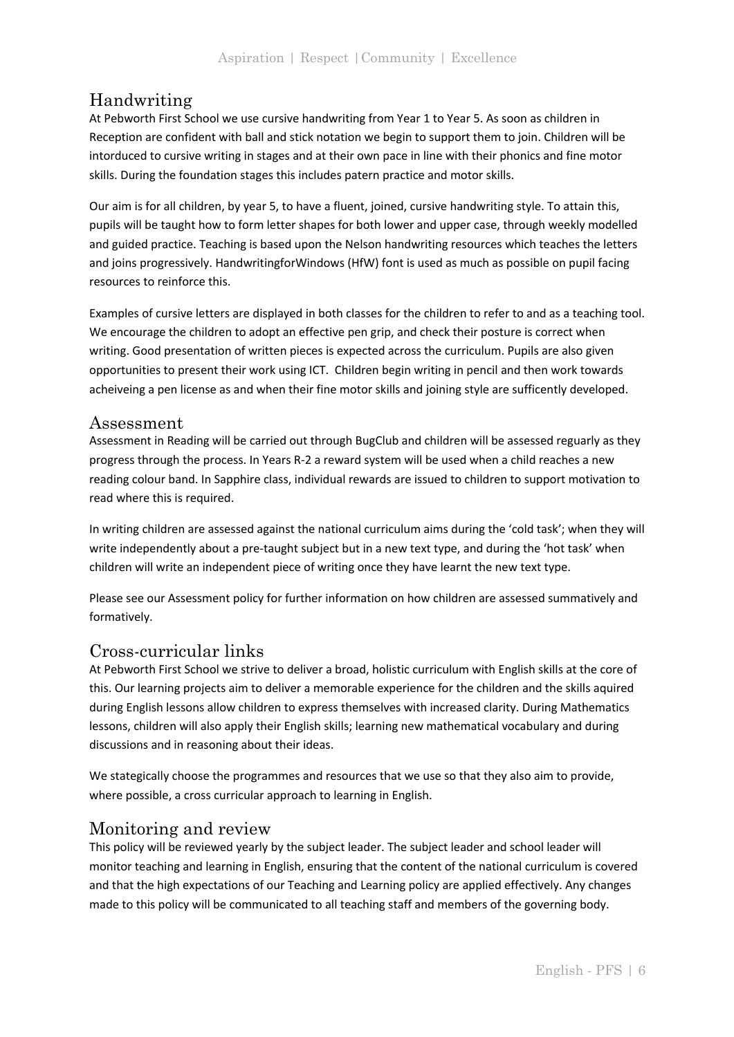## Handwriting

At Pebworth First School we use cursive handwriting from Year 1 to Year 5. As soon as children in Reception are confident with ball and stick notation we begin to support them to join. Children will be intorduced to cursive writing in stages and at their own pace in line with their phonics and fine motor skills. During the foundation stages this includes patern practice and motor skills.

Our aim is for all children, by year 5, to have a fluent, joined, cursive handwriting style. To attain this, pupils will be taught how to form letter shapes for both lower and upper case, through weekly modelled and guided practice. Teaching is based upon the Nelson handwriting resources which teaches the letters and joins progressively. HandwritingforWindows (HfW) font is used as much as possible on pupil facing resources to reinforce this.

Examples of cursive letters are displayed in both classes for the children to refer to and as a teaching tool. We encourage the children to adopt an effective pen grip, and check their posture is correct when writing. Good presentation of written pieces is expected across the curriculum. Pupils are also given opportunities to present their work using ICT. Children begin writing in pencil and then work towards acheiveing a pen license as and when their fine motor skills and joining style are sufficently developed.

## Assessment

Assessment in Reading will be carried out through BugClub and children will be assessed reguarly as they progress through the process. In Years R-2 a reward system will be used when a child reaches a new reading colour band. In Sapphire class, individual rewards are issued to children to support motivation to read where this is required.

In writing children are assessed against the national curriculum aims during the 'cold task'; when they will write independently about a pre-taught subject but in a new text type, and during the 'hot task' when children will write an independent piece of writing once they have learnt the new text type.

Please see our Assessment policy for further information on how children are assessed summatively and formatively.

## Cross-curricular links

At Pebworth First School we strive to deliver a broad, holistic curriculum with English skills at the core of this. Our learning projects aim to deliver a memorable experience for the children and the skills aquired during English lessons allow children to express themselves with increased clarity. During Mathematics lessons, children will also apply their English skills; learning new mathematical vocabulary and during discussions and in reasoning about their ideas.

We stategically choose the programmes and resources that we use so that they also aim to provide, where possible, a cross curricular approach to learning in English.

## Monitoring and review

This policy will be reviewed yearly by the subject leader. The subject leader and school leader will monitor teaching and learning in English, ensuring that the content of the national curriculum is covered and that the high expectations of our Teaching and Learning policy are applied effectively. Any changes made to this policy will be communicated to all teaching staff and members of the governing body.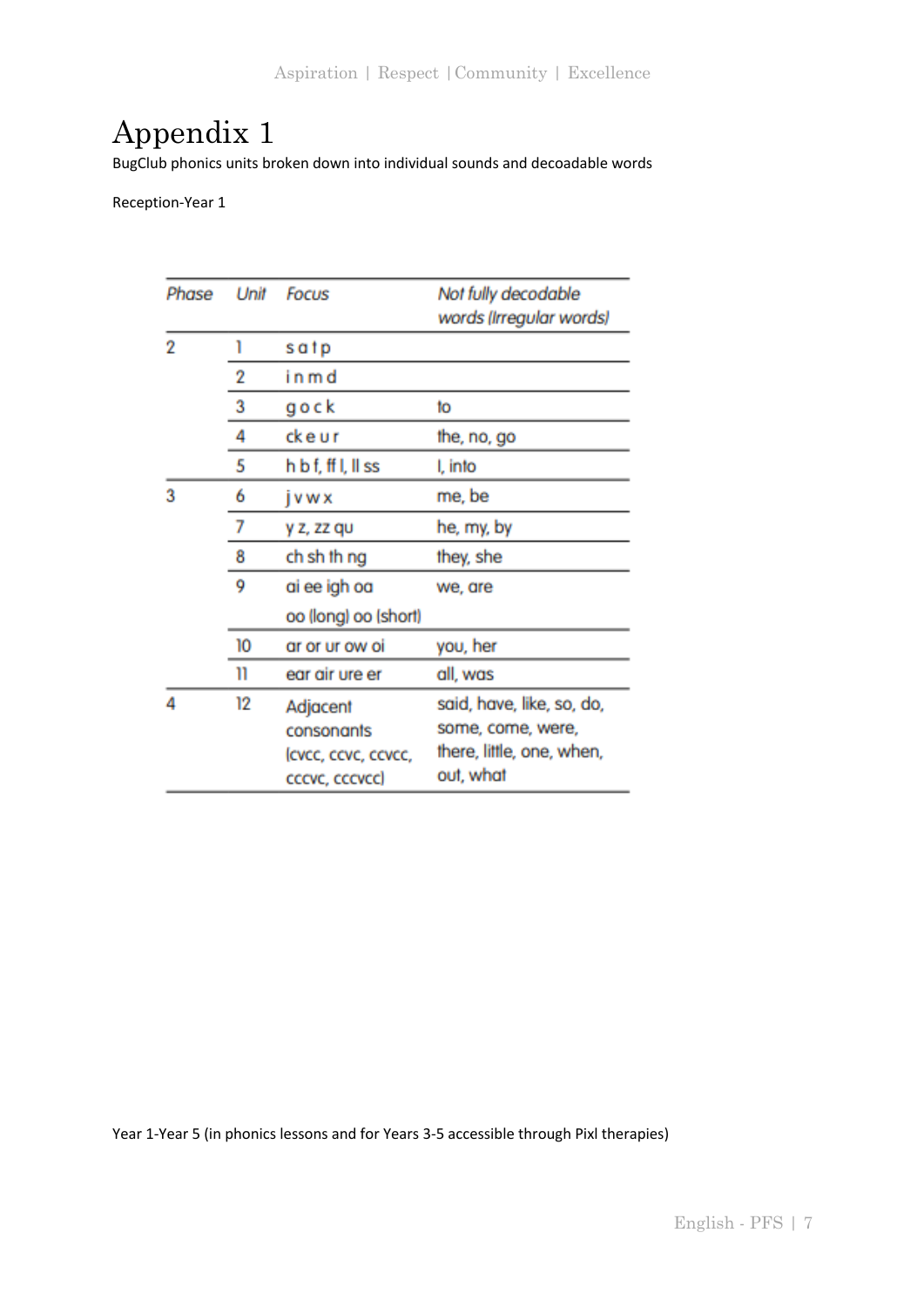# Appendix 1

BugClub phonics units broken down into individual sounds and decoadable words

Reception-Year 1

| *Phase* | *Unit* | *Focus* | *Not fully decodable words (Irregular words)* |
|---|---|---|---|
| 2 | 1 | s a t p | |
| | 2 | i n m d | |
| | 3 | g o c k | to |
| | 4 | ck e u r | the, no, go |
| | 5 | h b f, ff l, ll ss | I, into |
| 3 | 6 | j v w x | me, be |
| | 7 | y z, zz qu | he, my, by |
| | 8 | ch sh th ng | they, she |
| | 9 | ai ee igh oa oo (long) oo (short) | we, are |
| | 10 | ar or ur ow oi | you, her |
| | 11 | ear air ure er | all, was |
| 4 | 12 | Adjacent consonants (cvcc, ccvc, ccvcc, cccvc, cccvcc) | said, have, like, so, do, some, come, were, there, little, one, when, out, what |

Year 1-Year 5 (in phonics lessons and for Years 3-5 accessible through Pixl therapies)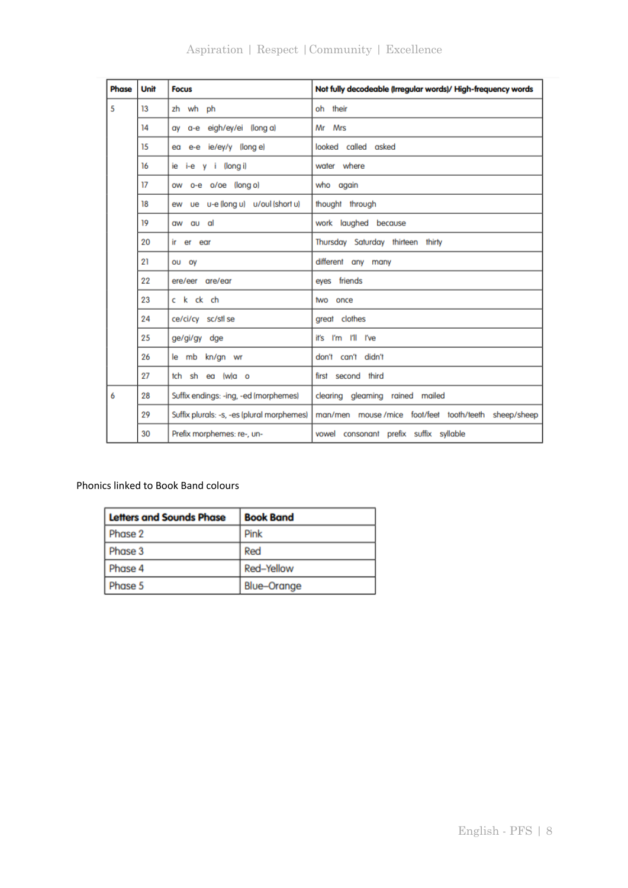| Phase | Unit | Focus | Not fully decodeable (Irregular words)/ High-frequency words |
|---|---|---|---|
| 5 | 13 | zh wh ph | oh their |
| | 14 | ay a-e eigh/ey/ei (long a) | Mr Mrs |
| | 15 | ea e-e ie/ey/y (long e) | looked called asked |
| | 16 | ie i-e y i (long i) | water where |
| | 17 | ow o-e o/oe (long o) | who again |
| | 18 | ew ue u-e (long u) u/oul (short u) | thought through |
| | 19 | aw au al | work laughed because |
| | 20 | ir er ear | Thursday Saturday thirteen thirty |
| | 21 | ou oy | different any many |
| | 22 | ere/eer are/ear | eyes friends |
| | 23 | c k ck ch | two once |
| | 24 | ce/ci/cy sc/stl se | great clothes |
| | 25 | ge/gi/gy dge | it's I'm I'll I've |
| | 26 | le mb kn/gn wr | don't can't didn't |
| | 27 | tch sh ea (w)a o | first second third |
| 6 | 28 | Suffix endings: -ing, -ed (morphemes) | clearing gleaming rained mailed |
| | 29 | Suffix plurals: -s, -es (plural morphemes) | man/men mouse /mice foot/feet tooth/teeth sheep/sheep |
| | 30 | Prefix morphemes: re-, un- | vowel consonant prefix suffix syllable |

Phonics linked to Book Band colours

| Letters and Sounds Phase | Book Band |
|---|---|
| Phase 2 | Pink |
| Phase 3 | Red |
| Phase 4 | Red–Yellow |
| Phase 5 | Blue–Orange |